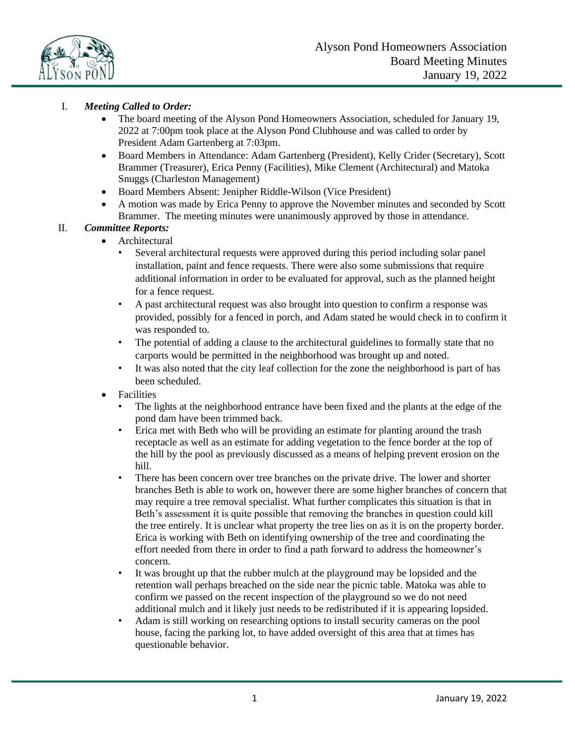Alyson Pond Homeowners Association
Board Meeting Minutes
January 19, 2022

I. ***Meeting Called to Order:***
   - The board meeting of the Alyson Pond Homeowners Association, scheduled for January 19, 2022 at 7:00pm took place at the Alyson Pond Clubhouse and was called to order by President Adam Gartenberg at 7:03pm.
   - Board Members in Attendance: Adam Gartenberg (President), Kelly Crider (Secretary), Scott Brammer (Treasurer), Erica Penny (Facilities), Mike Clement (Architectural) and Matoka Snuggs (Charleston Management)
   - Board Members Absent: Jenipher Riddle-Wilson (Vice President)
   - A motion was made by Erica Penny to approve the November minutes and seconded by Scott Brammer. The meeting minutes were unanimously approved by those in attendance.

II. ***Committee Reports:***
   - Architectural
     - Several architectural requests were approved during this period including solar panel installation, paint and fence requests. There were also some submissions that require additional information in order to be evaluated for approval, such as the planned height for a fence request.
     - A past architectural request was also brought into question to confirm a response was provided, possibly for a fenced in porch, and Adam stated he would check in to confirm it was responded to.
     - The potential of adding a clause to the architectural guidelines to formally state that no carports would be permitted in the neighborhood was brought up and noted.
     - It was also noted that the city leaf collection for the zone the neighborhood is part of has been scheduled.
   - Facilities
     - The lights at the neighborhood entrance have been fixed and the plants at the edge of the pond dam have been trimmed back.
     - Erica met with Beth who will be providing an estimate for planting around the trash receptacle as well as an estimate for adding vegetation to the fence border at the top of the hill by the pool as previously discussed as a means of helping prevent erosion on the hill.
     - There has been concern over tree branches on the private drive. The lower and shorter branches Beth is able to work on, however there are some higher branches of concern that may require a tree removal specialist. What further complicates this situation is that in Beth's assessment it is quite possible that removing the branches in question could kill the tree entirely. It is unclear what property the tree lies on as it is on the property border. Erica is working with Beth on identifying ownership of the tree and coordinating the effort needed from there in order to find a path forward to address the homeowner's concern.
     - It was brought up that the rubber mulch at the playground may be lopsided and the retention wall perhaps breached on the side near the picnic table. Matoka was able to confirm we passed on the recent inspection of the playground so we do not need additional mulch and it likely just needs to be redistributed if it is appearing lopsided.
     - Adam is still working on researching options to install security cameras on the pool house, facing the parking lot, to have added oversight of this area that at times has questionable behavior.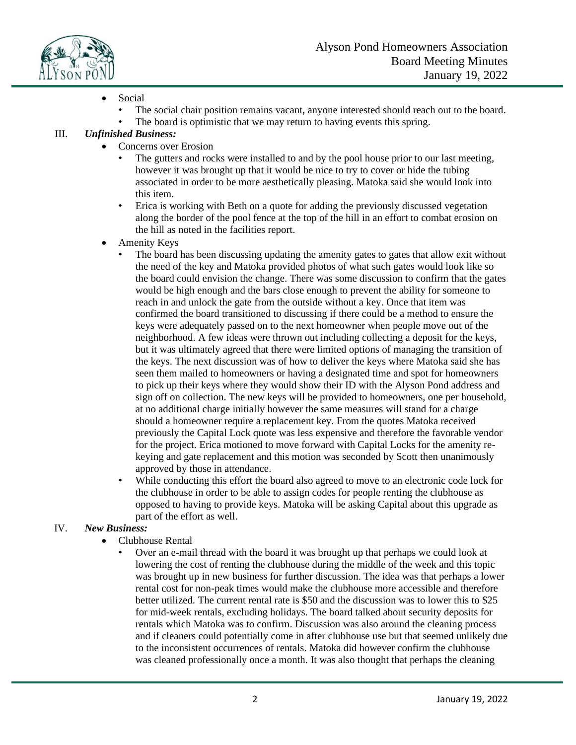- Social
  - The social chair position remains vacant, anyone interested should reach out to the board.
  - The board is optimistic that we may return to having events this spring.

III. ***Unfinished Business:***

- Concerns over Erosion
  - The gutters and rocks were installed to and by the pool house prior to our last meeting, however it was brought up that it would be nice to try to cover or hide the tubing associated in order to be more aesthetically pleasing. Matoka said she would look into this item.
  - Erica is working with Beth on a quote for adding the previously discussed vegetation along the border of the pool fence at the top of the hill in an effort to combat erosion on the hill as noted in the facilities report.
- Amenity Keys
  - The board has been discussing updating the amenity gates to gates that allow exit without the need of the key and Matoka provided photos of what such gates would look like so the board could envision the change. There was some discussion to confirm that the gates would be high enough and the bars close enough to prevent the ability for someone to reach in and unlock the gate from the outside without a key. Once that item was confirmed the board transitioned to discussing if there could be a method to ensure the keys were adequately passed on to the next homeowner when people move out of the neighborhood. A few ideas were thrown out including collecting a deposit for the keys, but it was ultimately agreed that there were limited options of managing the transition of the keys. The next discussion was of how to deliver the keys where Matoka said she has seen them mailed to homeowners or having a designated time and spot for homeowners to pick up their keys where they would show their ID with the Alyson Pond address and sign off on collection. The new keys will be provided to homeowners, one per household, at no additional charge initially however the same measures will stand for a charge should a homeowner require a replacement key. From the quotes Matoka received previously the Capital Lock quote was less expensive and therefore the favorable vendor for the project. Erica motioned to move forward with Capital Locks for the amenity re-keying and gate replacement and this motion was seconded by Scott then unanimously approved by those in attendance.
  - While conducting this effort the board also agreed to move to an electronic code lock for the clubhouse in order to be able to assign codes for people renting the clubhouse as opposed to having to provide keys. Matoka will be asking Capital about this upgrade as part of the effort as well.

IV. ***New Business:***

- Clubhouse Rental
  - Over an e-mail thread with the board it was brought up that perhaps we could look at lowering the cost of renting the clubhouse during the middle of the week and this topic was brought up in new business for further discussion. The idea was that perhaps a lower rental cost for non-peak times would make the clubhouse more accessible and therefore better utilized. The current rental rate is $50 and the discussion was to lower this to $25 for mid-week rentals, excluding holidays. The board talked about security deposits for rentals which Matoka was to confirm. Discussion was also around the cleaning process and if cleaners could potentially come in after clubhouse use but that seemed unlikely due to the inconsistent occurrences of rentals. Matoka did however confirm the clubhouse was cleaned professionally once a month. It was also thought that perhaps the cleaning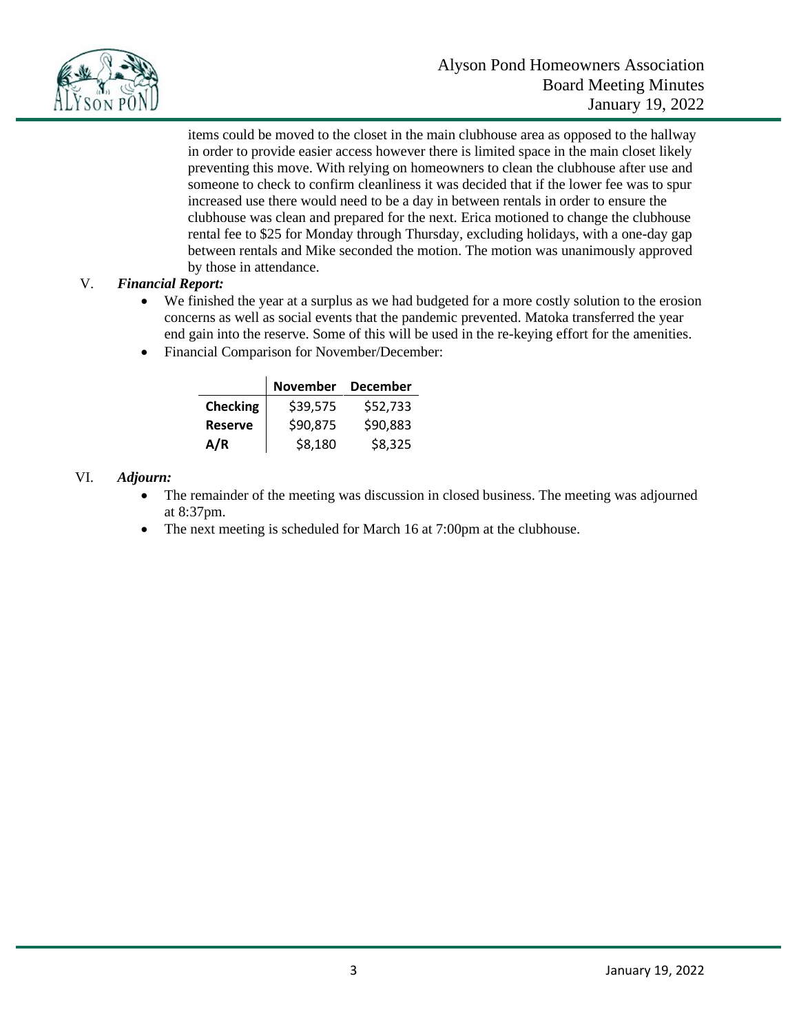items could be moved to the closet in the main clubhouse area as opposed to the hallway in order to provide easier access however there is limited space in the main closet likely preventing this move. With relying on homeowners to clean the clubhouse after use and someone to check to confirm cleanliness it was decided that if the lower fee was to spur increased use there would need to be a day in between rentals in order to ensure the clubhouse was clean and prepared for the next. Erica motioned to change the clubhouse rental fee to $25 for Monday through Thursday, excluding holidays, with a one-day gap between rentals and Mike seconded the motion. The motion was unanimously approved by those in attendance.

V. ***Financial Report:***

- We finished the year at a surplus as we had budgeted for a more costly solution to the erosion concerns as well as social events that the pandemic prevented. Matoka transferred the year end gain into the reserve. Some of this will be used in the re-keying effort for the amenities.
- Financial Comparison for November/December:

| | November | December |
|---|---|---|
| **Checking** | $39,575 | $52,733 |
| **Reserve** | $90,875 | $90,883 |
| **A/R** | $8,180 | $8,325 |

VI. ***Adjourn:***

- The remainder of the meeting was discussion in closed business. The meeting was adjourned at 8:37pm.
- The next meeting is scheduled for March 16 at 7:00pm at the clubhouse.